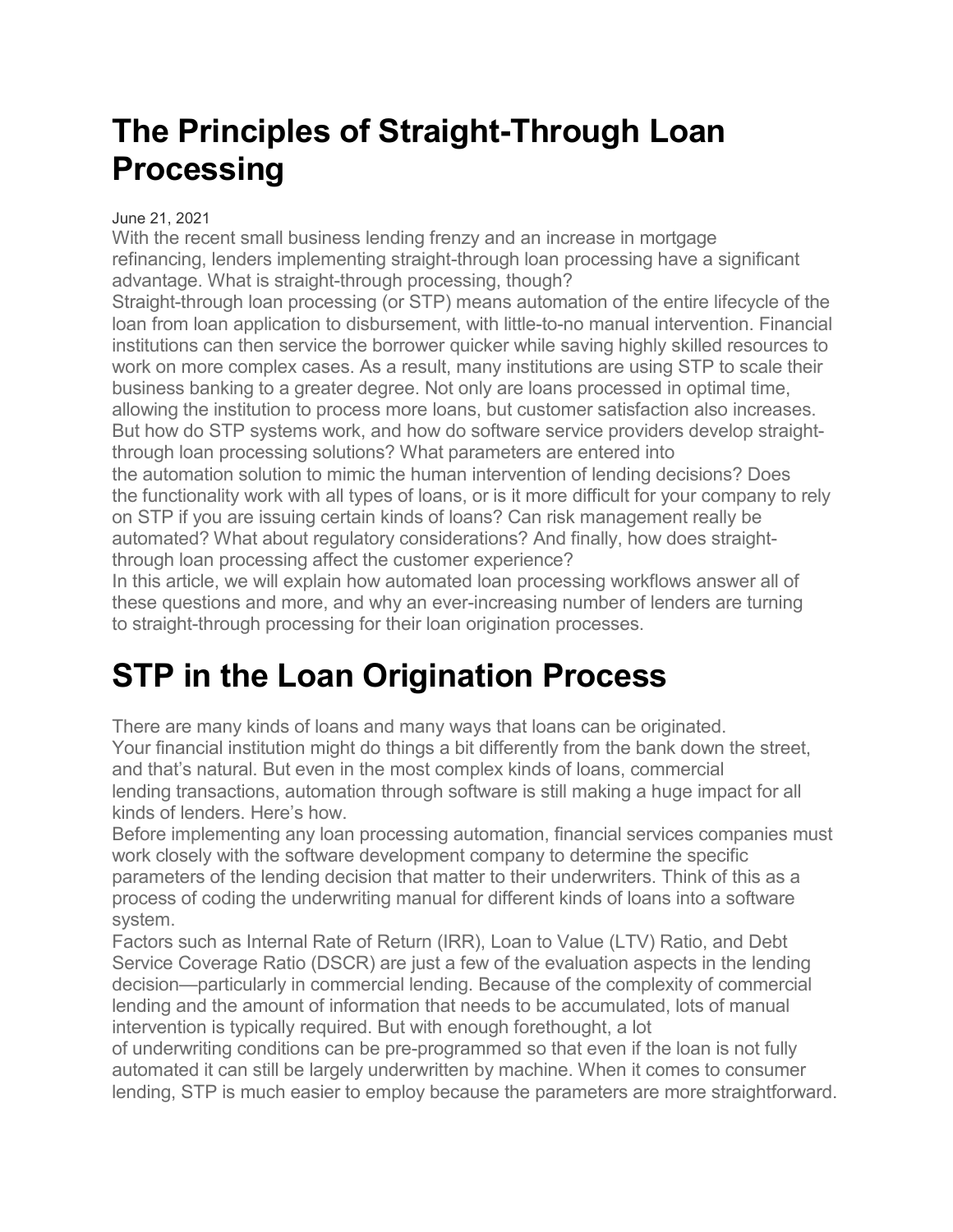# The Principles of Straight-Through Loan Processing

June 21, 2021

With the recent small business lending frenzy and an increase in mortgage refinancing, lenders implementing straight-through loan processing have a significant advantage. What is straight-through processing, though?

Straight-through loan processing (or STP) means automation of the entire lifecycle of the loan from loan application to disbursement, with little-to-no manual intervention. Financial institutions can then service the borrower quicker while saving highly skilled resources to work on more complex cases. As a result, many institutions are using STP to scale their business banking to a greater degree. Not only are loans processed in optimal time, allowing the institution to process more loans, but customer satisfaction also increases.

But how do STP systems work, and how do software service providers develop straight-through loan processing solutions? What parameters are entered into the automation solution to mimic the human intervention of lending decisions? Does the functionality work with all types of loans, or is it more difficult for your company to rely on STP if you are issuing certain kinds of loans? Can risk management really be automated? What about regulatory considerations? And finally, how does straight-through loan processing affect the customer experience?

In this article, we will explain how automated loan processing workflows answer all of these questions and more, and why an ever-increasing number of lenders are turning to straight-through processing for their loan origination processes.

# STP in the Loan Origination Process

There are many kinds of loans and many ways that loans can be originated. Your financial institution might do things a bit differently from the bank down the street, and that's natural. But even in the most complex kinds of loans, commercial lending transactions, automation through software is still making a huge impact for all kinds of lenders. Here's how.

Before implementing any loan processing automation, financial services companies must work closely with the software development company to determine the specific parameters of the lending decision that matter to their underwriters. Think of this as a process of coding the underwriting manual for different kinds of loans into a software system.

Factors such as Internal Rate of Return (IRR), Loan to Value (LTV) Ratio, and Debt Service Coverage Ratio (DSCR) are just a few of the evaluation aspects in the lending decision—particularly in commercial lending. Because of the complexity of commercial lending and the amount of information that needs to be accumulated, lots of manual intervention is typically required. But with enough forethought, a lot of underwriting conditions can be pre-programmed so that even if the loan is not fully automated it can still be largely underwritten by machine. When it comes to consumer lending, STP is much easier to employ because the parameters are more straightforward.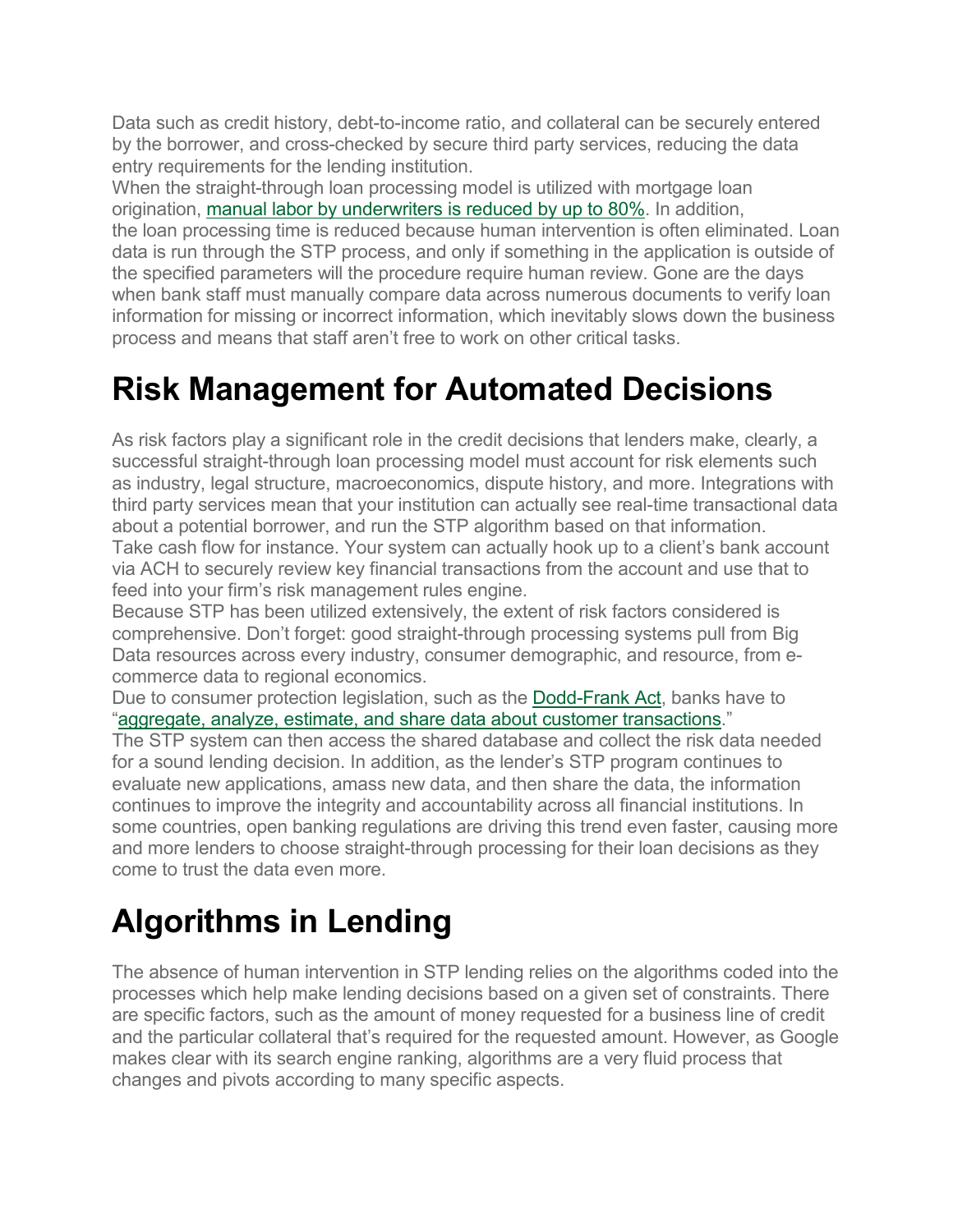Data such as credit history, debt-to-income ratio, and collateral can be securely entered by the borrower, and cross-checked by secure third party services, reducing the data entry requirements for the lending institution.

When the straight-through loan processing model is utilized with mortgage loan origination, manual labor by underwriters is reduced by up to 80%. In addition, the loan processing time is reduced because human intervention is often eliminated. Loan data is run through the STP process, and only if something in the application is outside of the specified parameters will the procedure require human review. Gone are the days when bank staff must manually compare data across numerous documents to verify loan information for missing or incorrect information, which inevitably slows down the business process and means that staff aren't free to work on other critical tasks.

# Risk Management for Automated Decisions

As risk factors play a significant role in the credit decisions that lenders make, clearly, a successful straight-through loan processing model must account for risk elements such as industry, legal structure, macroeconomics, dispute history, and more. Integrations with third party services mean that your institution can actually see real-time transactional data about a potential borrower, and run the STP algorithm based on that information.

Take cash flow for instance. Your system can actually hook up to a client's bank account via ACH to securely review key financial transactions from the account and use that to feed into your firm's risk management rules engine.

Because STP has been utilized extensively, the extent of risk factors considered is comprehensive. Don't forget: good straight-through processing systems pull from Big Data resources across every industry, consumer demographic, and resource, from e-commerce data to regional economics.

Due to consumer protection legislation, such as the Dodd-Frank Act, banks have to "aggregate, analyze, estimate, and share data about customer transactions."

The STP system can then access the shared database and collect the risk data needed for a sound lending decision. In addition, as the lender's STP program continues to evaluate new applications, amass new data, and then share the data, the information continues to improve the integrity and accountability across all financial institutions. In some countries, open banking regulations are driving this trend even faster, causing more and more lenders to choose straight-through processing for their loan decisions as they come to trust the data even more.

# Algorithms in Lending

The absence of human intervention in STP lending relies on the algorithms coded into the processes which help make lending decisions based on a given set of constraints. There are specific factors, such as the amount of money requested for a business line of credit and the particular collateral that's required for the requested amount. However, as Google makes clear with its search engine ranking, algorithms are a very fluid process that changes and pivots according to many specific aspects.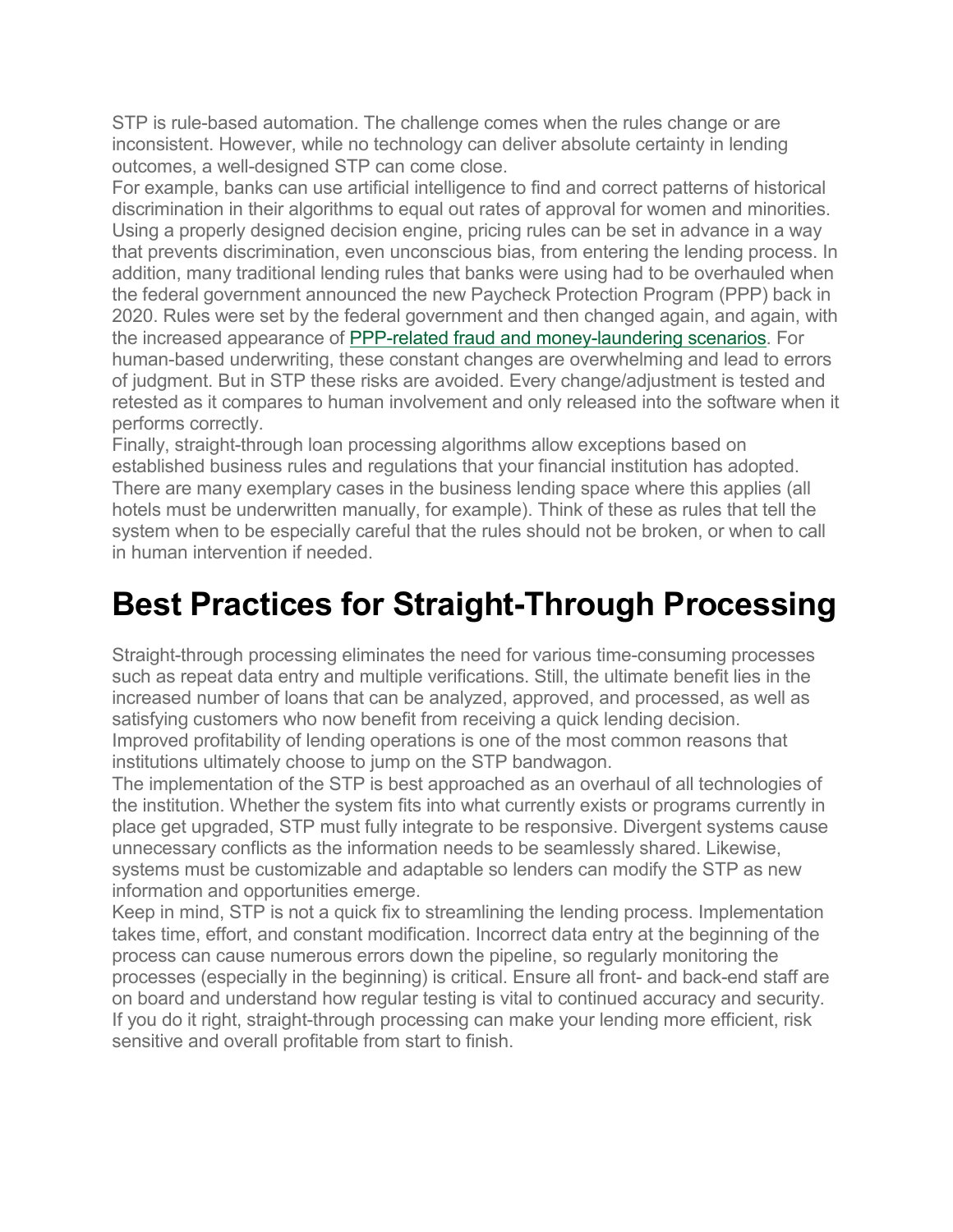STP is rule-based automation. The challenge comes when the rules change or are inconsistent. However, while no technology can deliver absolute certainty in lending outcomes, a well-designed STP can come close.

For example, banks can use artificial intelligence to find and correct patterns of historical discrimination in their algorithms to equal out rates of approval for women and minorities. Using a properly designed decision engine, pricing rules can be set in advance in a way that prevents discrimination, even unconscious bias, from entering the lending process. In addition, many traditional lending rules that banks were using had to be overhauled when the federal government announced the new Paycheck Protection Program (PPP) back in 2020. Rules were set by the federal government and then changed again, and again, with the increased appearance of PPP-related fraud and money-laundering scenarios. For human-based underwriting, these constant changes are overwhelming and lead to errors of judgment. But in STP these risks are avoided. Every change/adjustment is tested and retested as it compares to human involvement and only released into the software when it performs correctly.

Finally, straight-through loan processing algorithms allow exceptions based on established business rules and regulations that your financial institution has adopted. There are many exemplary cases in the business lending space where this applies (all hotels must be underwritten manually, for example). Think of these as rules that tell the system when to be especially careful that the rules should not be broken, or when to call in human intervention if needed.

# Best Practices for Straight-Through Processing

Straight-through processing eliminates the need for various time-consuming processes such as repeat data entry and multiple verifications. Still, the ultimate benefit lies in the increased number of loans that can be analyzed, approved, and processed, as well as satisfying customers who now benefit from receiving a quick lending decision.

Improved profitability of lending operations is one of the most common reasons that institutions ultimately choose to jump on the STP bandwagon.

The implementation of the STP is best approached as an overhaul of all technologies of the institution. Whether the system fits into what currently exists or programs currently in place get upgraded, STP must fully integrate to be responsive. Divergent systems cause unnecessary conflicts as the information needs to be seamlessly shared. Likewise, systems must be customizable and adaptable so lenders can modify the STP as new information and opportunities emerge.

Keep in mind, STP is not a quick fix to streamlining the lending process. Implementation takes time, effort, and constant modification. Incorrect data entry at the beginning of the process can cause numerous errors down the pipeline, so regularly monitoring the processes (especially in the beginning) is critical. Ensure all front- and back-end staff are on board and understand how regular testing is vital to continued accuracy and security. If you do it right, straight-through processing can make your lending more efficient, risk sensitive and overall profitable from start to finish.